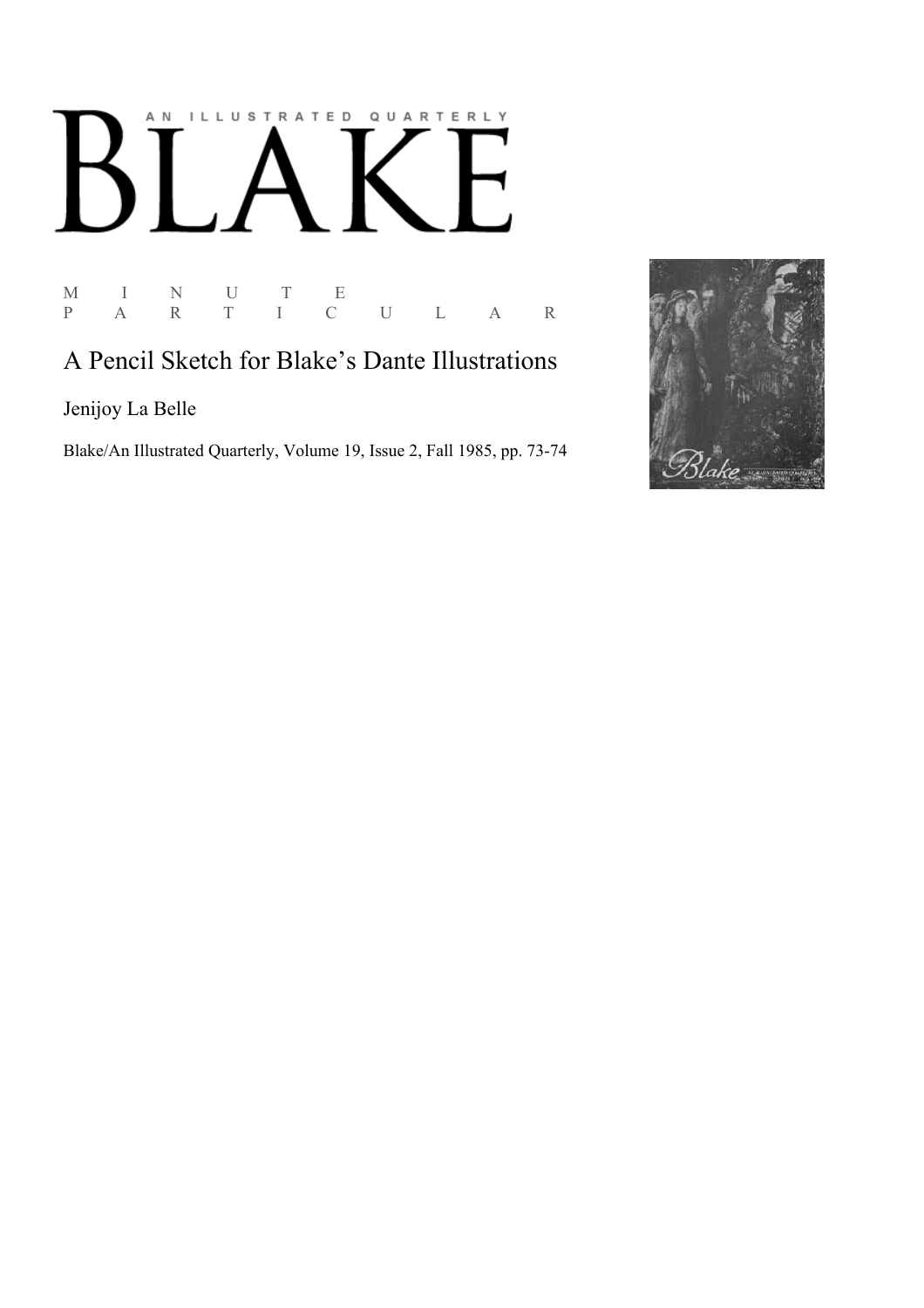AN ILLUSTRATED QUARTERLY

# BLAKE

M I N U T E
P A R T I C U L A R

## A Pencil Sketch for Blake's Dante Illustrations

Jenijoy La Belle

Blake/An Illustrated Quarterly, Volume 19, Issue 2, Fall 1985, pp. 73-74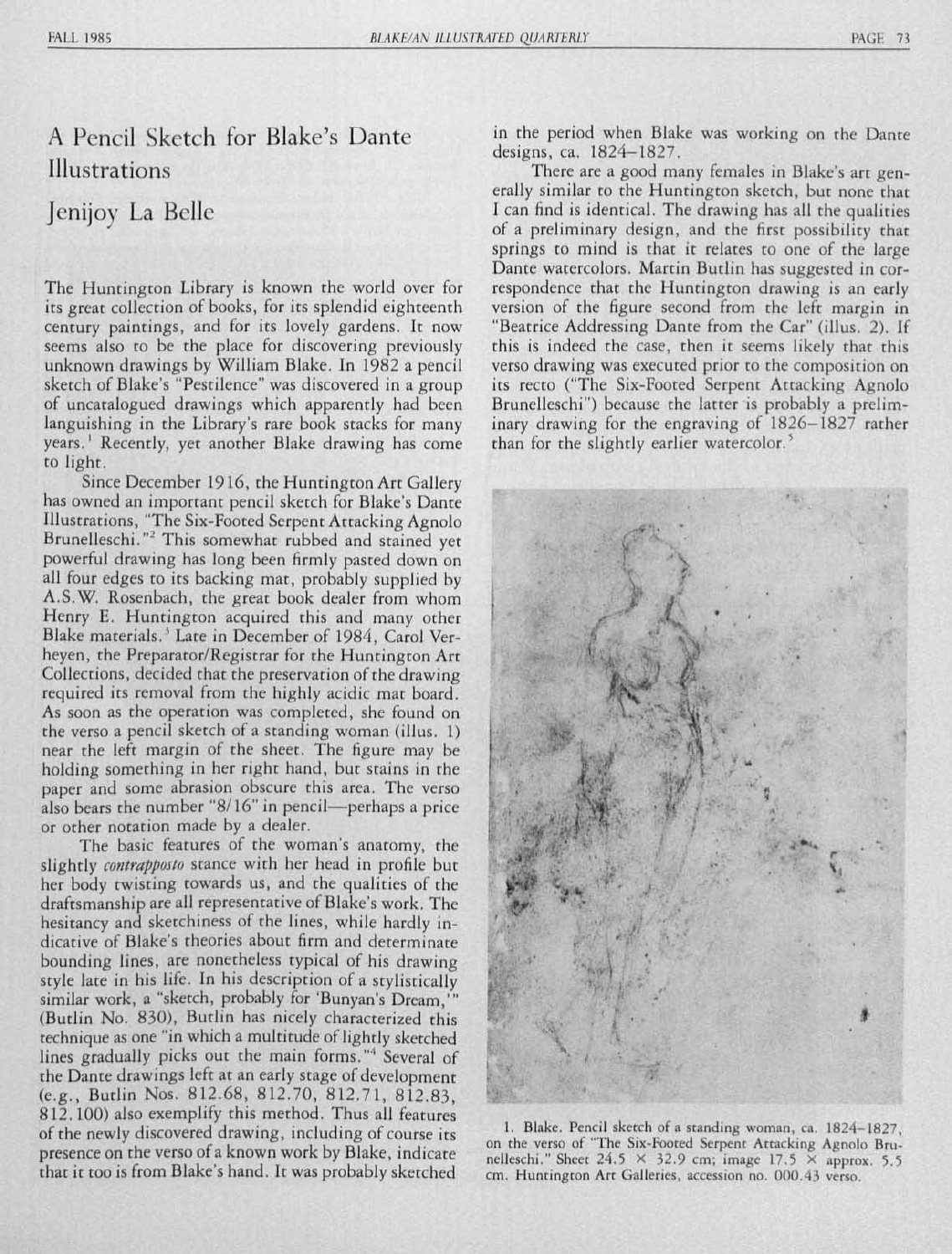# A Pencil Sketch for Blake's Dante Illustrations

## Jenijoy La Belle

The Huntington Library is known the world over for its great collection of books, for its splendid eighteenth century paintings, and for its lovely gardens. It now seems also to be the place for discovering previously unknown drawings by William Blake. In 1982 a pencil sketch of Blake's "Pestilence" was discovered in a group of uncatalogued drawings which apparently had been languishing in the Library's rare book stacks for many years.[1] Recently, yet another Blake drawing has come to light.

Since December 1916, the Huntington Art Gallery has owned an important pencil sketch for Blake's Dante Illustrations, "The Six-Footed Serpent Attacking Agnolo Brunelleschi."[2] This somewhat rubbed and stained yet powerful drawing has long been firmly pasted down on all four edges to its backing mat, probably supplied by A.S.W. Rosenbach, the great book dealer from whom Henry E. Huntington acquired this and many other Blake materials.[3] Late in December of 1984, Carol Verheyen, the Preparator/Registrar for the Huntington Art Collections, decided that the preservation of the drawing required its removal from the highly acidic mat board. As soon as the operation was completed, she found on the verso a pencil sketch of a standing woman (illus. 1) near the left margin of the sheet. The figure may be holding something in her right hand, but stains in the paper and some abrasion obscure this area. The verso also bears the number "8/16" in pencil—perhaps a price or other notation made by a dealer.

The basic features of the woman's anatomy, the slightly *contrapposto* stance with her head in profile but her body twisting towards us, and the qualities of the draftsmanship are all representative of Blake's work. The hesitancy and sketchiness of the lines, while hardly indicative of Blake's theories about firm and determinate bounding lines, are nonetheless typical of his drawing style late in his life. In his description of a stylistically similar work, a "sketch, probably for 'Bunyan's Dream,'" (Butlin No. 830), Butlin has nicely characterized this technique as one "in which a multitude of lightly sketched lines gradually picks out the main forms."[4] Several of the Dante drawings left at an early stage of development (e.g., Butlin Nos. 812.68, 812.70, 812.71, 812.83, 812.100) also exemplify this method. Thus all features of the newly discovered drawing, including of course its presence on the verso of a known work by Blake, indicate that it too is from Blake's hand. It was probably sketched in the period when Blake was working on the Dante designs, ca. 1824–1827.

There are a good many females in Blake's art generally similar to the Huntington sketch, but none that I can find is identical. The drawing has all the qualities of a preliminary design, and the first possibility that springs to mind is that it relates to one of the large Dante watercolors. Martin Butlin has suggested in correspondence that the Huntington drawing is an early version of the figure second from the left margin in "Beatrice Addressing Dante from the Car" (illus. 2). If this is indeed the case, then it seems likely that this verso drawing was executed prior to the composition on its recto ("The Six-Footed Serpent Attacking Agnolo Brunelleschi") because the latter is probably a preliminary drawing for the engraving of 1826–1827 rather than for the slightly earlier watercolor.[5]

1. Blake. Pencil sketch of a standing woman, ca. 1824–1827, on the verso of "The Six-Footed Serpent Attacking Agnolo Brunelleschi." Sheet 24.5 × 32.9 cm; image 17.5 × approx. 5.5 cm. Huntington Art Galleries, accession no. 000.43 verso.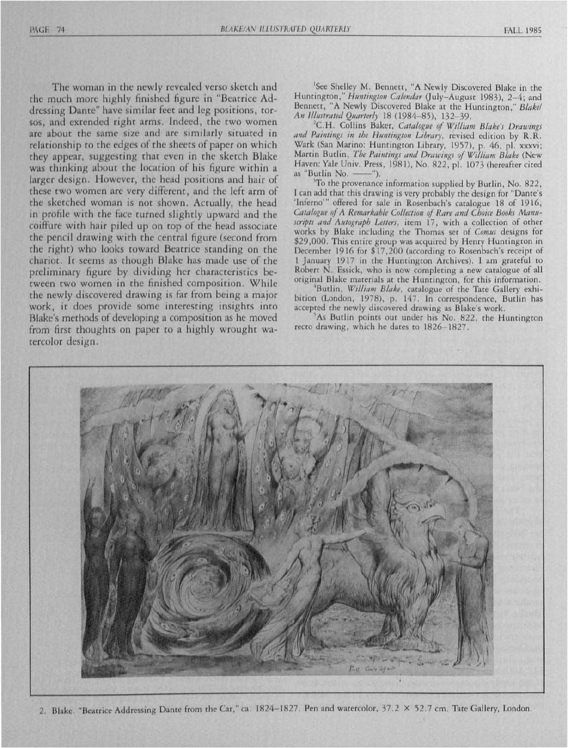The woman in the newly revealed verso sketch and the much more highly finished figure in "Beatrice Addressing Dante" have similar feet and leg positions, torsos, and extended right arms. Indeed, the two women are about the same size and are similarly situated in relationship to the edges of the sheets of paper on which they appear, suggesting that even in the sketch Blake was thinking about the location of his figure within a larger design. However, the head positions and hair of these two women are very different, and the left arm of the sketched woman is not shown. Actually, the head in profile with the face turned slightly upward and the coiffure with hair piled up on top of the head associate the pencil drawing with the central figure (second from the right) who looks toward Beatrice standing on the chariot. It seems as though Blake has made use of the preliminary figure by dividing her characteristics between two women in the finished composition. While the newly discovered drawing is far from being a major work, it does provide some interesting insights into Blake's methods of developing a composition as he moved from first thoughts on paper to a highly wrought watercolor design.

[1] See Shelley M. Bennett, "A Newly Discovered Blake in the Huntington," *Huntington Calendar* (July–August 1983), 2–4; and Bennett, "A Newly Discovered Blake at the Huntington," *Blake/An Illustrated Quarterly* 18 (1984–85), 132–39.

[2] C.H. Collins Baker, *Catalogue of William Blake's Drawings and Paintings in the Huntington Library*, revised edition by R.R. Wark (San Marino: Huntington Library, 1957), p. 46, pl. xxxvi; Martin Butlin, *The Paintings and Drawings of William Blake* (New Haven: Yale Univ. Press, 1981), No. 822, pl. 1073 (hereafter cited as "Butlin No. ——").

[3] To the provenance information supplied by Butlin, No. 822, I can add that this drawing is very probably the design for "Dante's 'Inferno'" offered for sale in Rosenbach's catalogue 18 of 1916, *Catalogue of A Remarkable Collection of Rare and Choice Books Manuscripts and Autograph Letters*, item 17, with a collection of other works by Blake including the Thomas set of *Comus* designs for $29,000. This entire group was acquired by Henry Huntington in December 1916 for $17,200 (according to Rosenbach's receipt of 1 January 1917 in the Huntington Archives). I am grateful to Robert N. Essick, who is now completing a new catalogue of all original Blake materials at the Huntington, for this information.

[4] Butlin, *William Blake*, catalogue of the Tate Gallery exhibition (London, 1978), p. 147. In correspondence, Butlin has accepted the newly discovered drawing as Blake's work.

[5] As Butlin points out under his No. 822, the Huntington recto drawing, which he dates to 1826–1827.

2. Blake. "Beatrice Addressing Dante from the Car," ca. 1824–1827. Pen and watercolor, 37.2 × 52.7 cm. Tate Gallery, London.